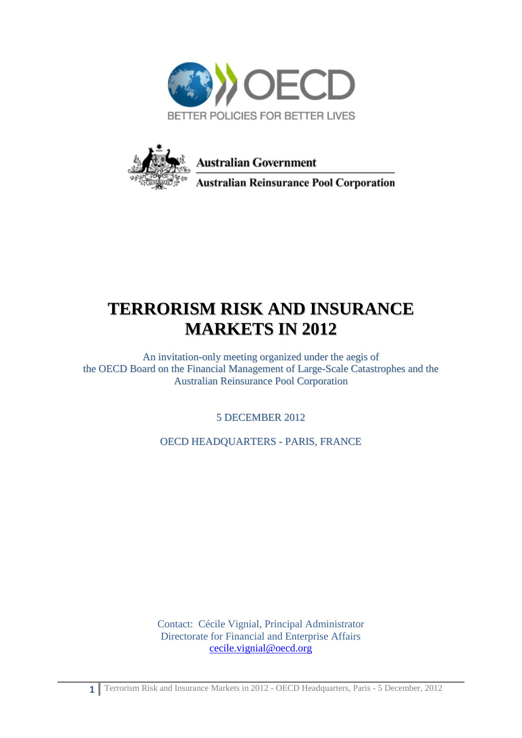OECD

BETTER POLICIES FOR BETTER LIVES

Australian Government

Australian Reinsurance Pool Corporation

# TERRORISM RISK AND INSURANCE MARKETS IN 2012

An invitation-only meeting organized under the aegis of
the OECD Board on the Financial Management of Large-Scale Catastrophes and the
Australian Reinsurance Pool Corporation

5 DECEMBER 2012

OECD HEADQUARTERS - PARIS, FRANCE

Contact: Cécile Vignial, Principal Administrator
Directorate for Financial and Enterprise Affairs
cecile.vignial@oecd.org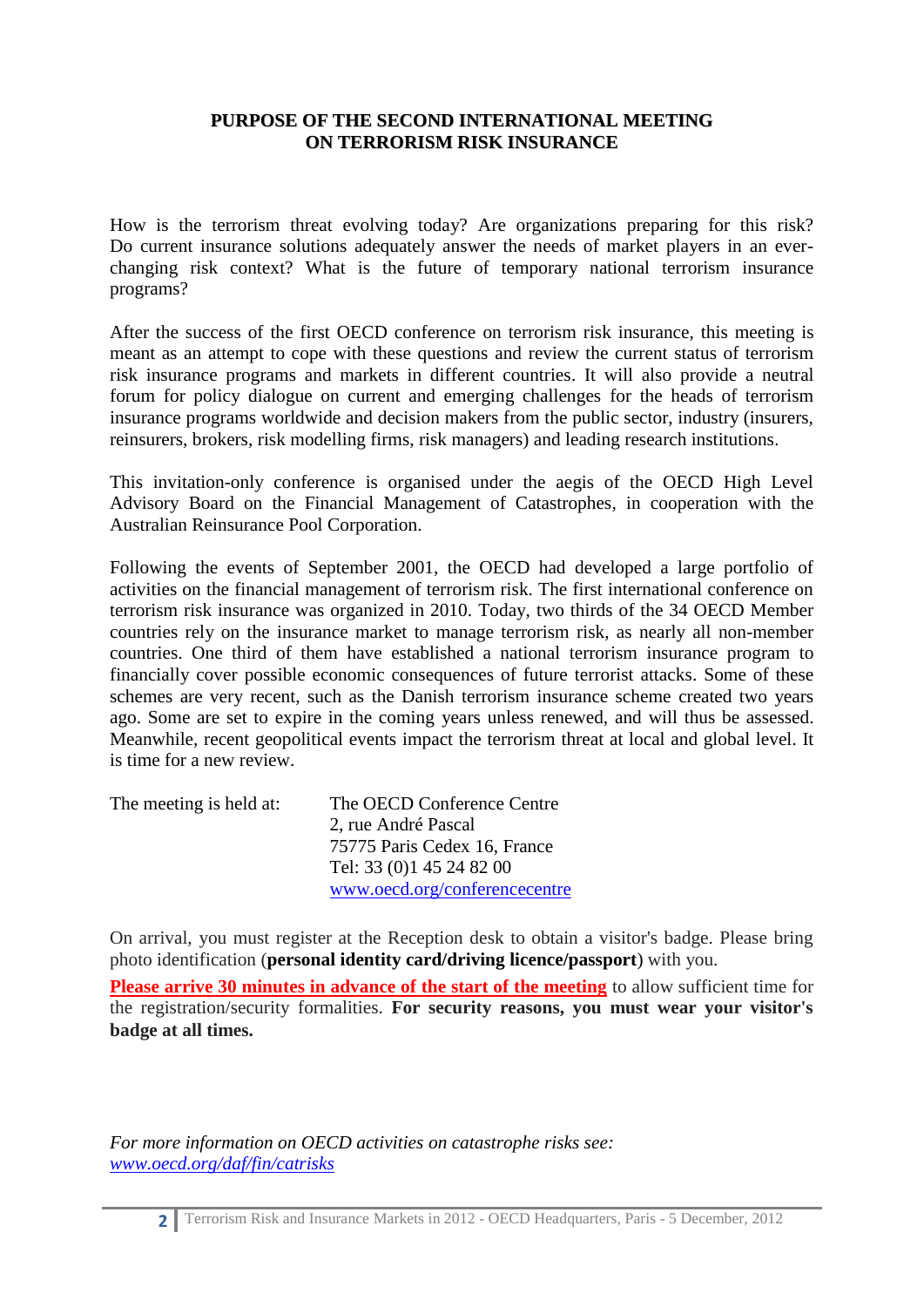# PURPOSE OF THE SECOND INTERNATIONAL MEETING ON TERRORISM RISK INSURANCE

How is the terrorism threat evolving today? Are organizations preparing for this risk? Do current insurance solutions adequately answer the needs of market players in an ever-changing risk context? What is the future of temporary national terrorism insurance programs?

After the success of the first OECD conference on terrorism risk insurance, this meeting is meant as an attempt to cope with these questions and review the current status of terrorism risk insurance programs and markets in different countries. It will also provide a neutral forum for policy dialogue on current and emerging challenges for the heads of terrorism insurance programs worldwide and decision makers from the public sector, industry (insurers, reinsurers, brokers, risk modelling firms, risk managers) and leading research institutions.

This invitation-only conference is organised under the aegis of the OECD High Level Advisory Board on the Financial Management of Catastrophes, in cooperation with the Australian Reinsurance Pool Corporation.

Following the events of September 2001, the OECD had developed a large portfolio of activities on the financial management of terrorism risk. The first international conference on terrorism risk insurance was organized in 2010. Today, two thirds of the 34 OECD Member countries rely on the insurance market to manage terrorism risk, as nearly all non-member countries. One third of them have established a national terrorism insurance program to financially cover possible economic consequences of future terrorist attacks. Some of these schemes are very recent, such as the Danish terrorism insurance scheme created two years ago. Some are set to expire in the coming years unless renewed, and will thus be assessed. Meanwhile, recent geopolitical events impact the terrorism threat at local and global level. It is time for a new review.

The meeting is held at:

The OECD Conference Centre
2, rue André Pascal
75775 Paris Cedex 16, France
Tel: 33 (0)1 45 24 82 00
www.oecd.org/conferencecentre

On arrival, you must register at the Reception desk to obtain a visitor's badge. Please bring photo identification (**personal identity card/driving licence/passport**) with you.

**Please arrive 30 minutes in advance of the start of the meeting** to allow sufficient time for the registration/security formalities. **For security reasons, you must wear your visitor's badge at all times.**

*For more information on OECD activities on catastrophe risks see: www.oecd.org/daf/fin/catrisks*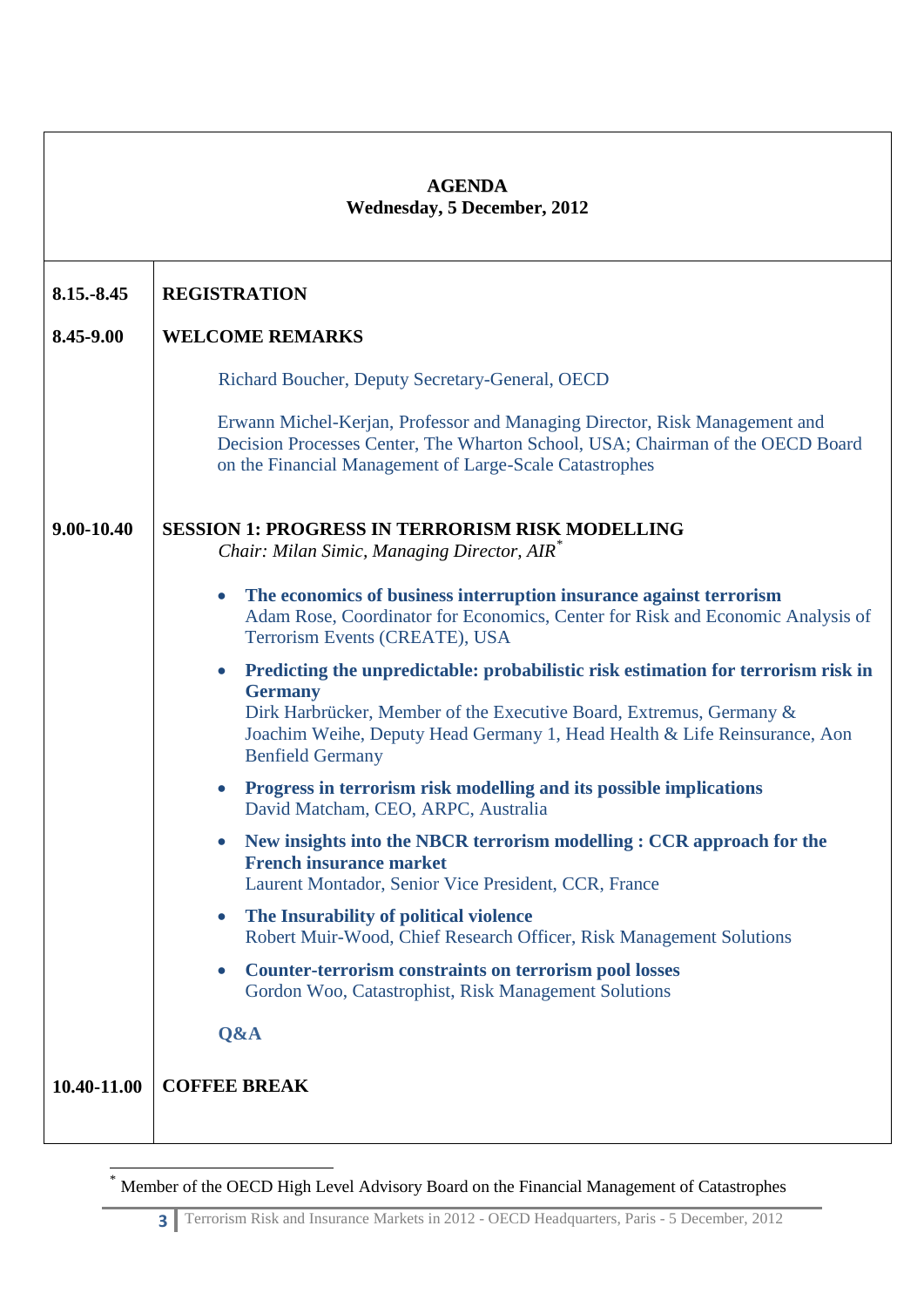**AGENDA**
**Wednesday, 5 December, 2012**

| Time | Item |
|---|---|
| **8.15.-8.45** | **REGISTRATION** |
| **8.45-9.00** | **WELCOME REMARKS** |
| | Richard Boucher, Deputy Secretary-General, OECD |
| | Erwann Michel-Kerjan, Professor and Managing Director, Risk Management and Decision Processes Center, The Wharton School, USA; Chairman of the OECD Board on the Financial Management of Large-Scale Catastrophes |
| **9.00-10.40** | **SESSION 1: PROGRESS IN TERRORISM RISK MODELLING** *Chair: Milan Simic, Managing Director, AIR*[*] |
| | • **The economics of business interruption insurance against terrorism** Adam Rose, Coordinator for Economics, Center for Risk and Economic Analysis of Terrorism Events (CREATE), USA |
| | • **Predicting the unpredictable: probabilistic risk estimation for terrorism risk in Germany** Dirk Harbrücker, Member of the Executive Board, Extremus, Germany & Joachim Weihe, Deputy Head Germany 1, Head Health & Life Reinsurance, Aon Benfield Germany |
| | • **Progress in terrorism risk modelling and its possible implications** David Matcham, CEO, ARPC, Australia |
| | • **New insights into the NBCR terrorism modelling : CCR approach for the French insurance market** Laurent Montador, Senior Vice President, CCR, France |
| | • **The Insurability of political violence** Robert Muir-Wood, Chief Research Officer, Risk Management Solutions |
| | • **Counter-terrorism constraints on terrorism pool losses** Gordon Woo, Catastrophist, Risk Management Solutions |
| | **Q&A** |
| **10.40-11.00** | **COFFEE BREAK** |

[*] Member of the OECD High Level Advisory Board on the Financial Management of Catastrophes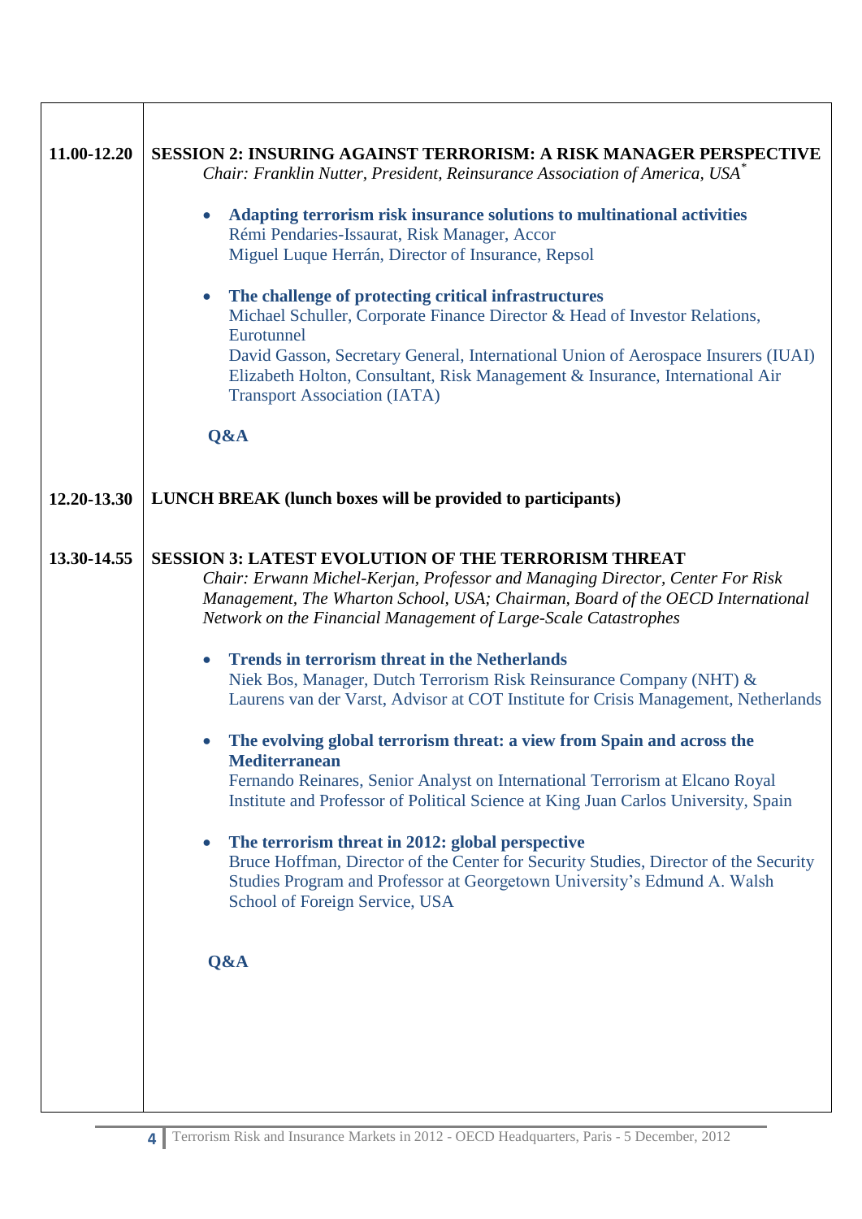| | |
|---|---|
| **11.00-12.20** | **SESSION 2: INSURING AGAINST TERRORISM: A RISK MANAGER PERSPECTIVE**<br>*Chair: Franklin Nutter, President, Reinsurance Association of America, USA*[*]<br><br>• **Adapting terrorism risk insurance solutions to multinational activities**<br>Rémi Pendaries-Issaurat, Risk Manager, Accor<br>Miguel Luque Herrán, Director of Insurance, Repsol<br><br>• **The challenge of protecting critical infrastructures**<br>Michael Schuller, Corporate Finance Director & Head of Investor Relations, Eurotunnel<br>David Gasson, Secretary General, International Union of Aerospace Insurers (IUAI)<br>Elizabeth Holton, Consultant, Risk Management & Insurance, International Air Transport Association (IATA)<br><br>**Q&A** |
| **12.20-13.30** | **LUNCH BREAK (lunch boxes will be provided to participants)** |
| **13.30-14.55** | **SESSION 3: LATEST EVOLUTION OF THE TERRORISM THREAT**<br>*Chair: Erwann Michel-Kerjan, Professor and Managing Director, Center For Risk Management, The Wharton School, USA; Chairman, Board of the OECD International Network on the Financial Management of Large-Scale Catastrophes*<br><br>• **Trends in terrorism threat in the Netherlands**<br>Niek Bos, Manager, Dutch Terrorism Risk Reinsurance Company (NHT) & Laurens van der Varst, Advisor at COT Institute for Crisis Management, Netherlands<br><br>• **The evolving global terrorism threat: a view from Spain and across the Mediterranean**<br>Fernando Reinares, Senior Analyst on International Terrorism at Elcano Royal Institute and Professor of Political Science at King Juan Carlos University, Spain<br><br>• **The terrorism threat in 2012: global perspective**<br>Bruce Hoffman, Director of the Center for Security Studies, Director of the Security Studies Program and Professor at Georgetown University's Edmund A. Walsh School of Foreign Service, USA<br><br>**Q&A** |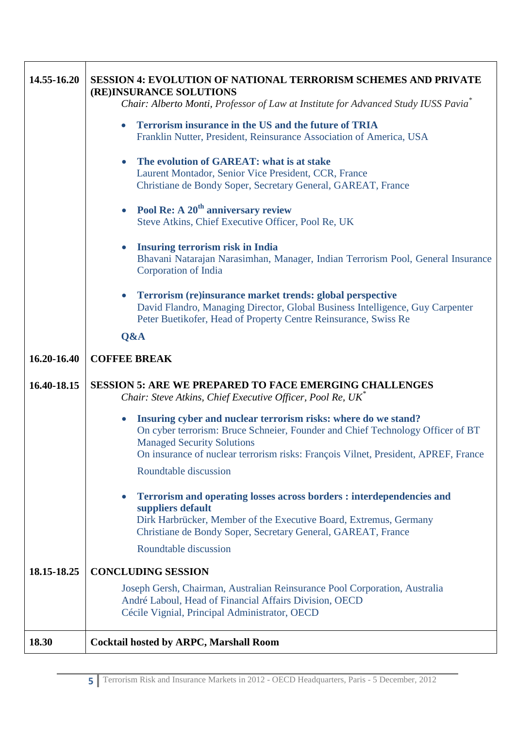| | |
|---|---|
| **14.55-16.20** | **SESSION 4: EVOLUTION OF NATIONAL TERRORISM SCHEMES AND PRIVATE (RE)INSURANCE SOLUTIONS**<br>*Chair: Alberto Monti, Professor of Law at Institute for Advanced Study IUSS Pavia*\*<br><br>• **Terrorism insurance in the US and the future of TRIA**<br>Franklin Nutter, President, Reinsurance Association of America, USA<br><br>• **The evolution of GAREAT: what is at stake**<br>Laurent Montador, Senior Vice President, CCR, France<br>Christiane de Bondy Soper, Secretary General, GAREAT, France<br><br>• **Pool Re: A 20th anniversary review**<br>Steve Atkins, Chief Executive Officer, Pool Re, UK<br><br>• **Insuring terrorism risk in India**<br>Bhavani Natarajan Narasimhan, Manager, Indian Terrorism Pool, General Insurance Corporation of India<br><br>• **Terrorism (re)insurance market trends: global perspective**<br>David Flandro, Managing Director, Global Business Intelligence, Guy Carpenter<br>Peter Buetikofer, Head of Property Centre Reinsurance, Swiss Re<br><br>**Q&A** |
| **16.20-16.40** | **COFFEE BREAK** |
| **16.40-18.15** | **SESSION 5: ARE WE PREPARED TO FACE EMERGING CHALLENGES**<br>*Chair: Steve Atkins, Chief Executive Officer, Pool Re, UK*\*<br><br>• **Insuring cyber and nuclear terrorism risks: where do we stand?**<br>On cyber terrorism: Bruce Schneier, Founder and Chief Technology Officer of BT Managed Security Solutions<br>On insurance of nuclear terrorism risks: François Vilnet, President, APREF, France<br><br>Roundtable discussion<br><br>• **Terrorism and operating losses across borders : interdependencies and suppliers default**<br>Dirk Harbrücker, Member of the Executive Board, Extremus, Germany<br>Christiane de Bondy Soper, Secretary General, GAREAT, France<br><br>Roundtable discussion |
| **18.15-18.25** | **CONCLUDING SESSION**<br><br>Joseph Gersh, Chairman, Australian Reinsurance Pool Corporation, Australia<br>André Laboul, Head of Financial Affairs Division, OECD<br>Cécile Vignial, Principal Administrator, OECD |
| **18.30** | **Cocktail hosted by ARPC, Marshall Room** |